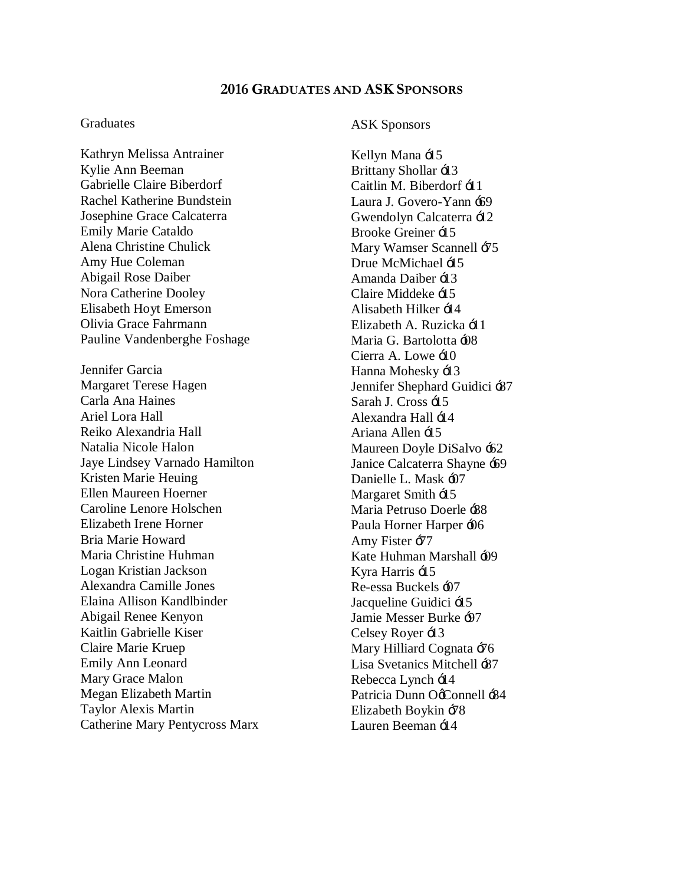## 2016 GRADUATES AND ASK SPONSORS

Graduates

Kathryn Melissa Antrainer
Kylie Ann Beeman
Gabrielle Claire Biberdorf
Rachel Katherine Bundstein
Josephine Grace Calcaterra
Emily Marie Cataldo
Alena Christine Chulick
Amy Hue Coleman
Abigail Rose Daiber
Nora Catherine Dooley
Elisabeth Hoyt Emerson
Olivia Grace Fahrmann
Pauline Vandenberghe Foshage

Jennifer Garcia
Margaret Terese Hagen
Carla Ana Haines
Ariel Lora Hall
Reiko Alexandria Hall
Natalia Nicole Halon
Jaye Lindsey Varnado Hamilton
Kristen Marie Heuing
Ellen Maureen Hoerner
Caroline Lenore Holschen
Elizabeth Irene Horner
Bria Marie Howard
Maria Christine Huhman
Logan Kristian Jackson
Alexandra Camille Jones
Elaina Allison Kandlbinder
Abigail Renee Kenyon
Kaitlin Gabrielle Kiser
Claire Marie Kruep
Emily Ann Leonard
Mary Grace Malon
Megan Elizabeth Martin
Taylor Alexis Martin
Catherine Mary Pentycross Marx

ASK Sponsors

Kellyn Mana ó15
Brittany Shollar ó13
Caitlin M. Biberdorf ó11
Laura J. Govero-Yann ó69
Gwendolyn Calcaterra ó12
Brooke Greiner ó15
Mary Wamser Scannell ó75
Drue McMichael ó15
Amanda Daiber ó13
Claire Middeke ó15
Alisabeth Hilker ó14
Elizabeth A. Ruzicka ó11
Maria G. Bartolotta ó08
Cierra A. Lowe ó10
Hanna Mohesky ó13
Jennifer Shephard Guidici ó87
Sarah J. Cross ó15
Alexandra Hall ó14
Ariana Allen ó15
Maureen Doyle DiSalvo ó62
Janice Calcaterra Shayne ó69
Danielle L. Mask ó07
Margaret Smith ó15
Maria Petruso Doerle ó88
Paula Horner Harper ó06
Amy Fister ó77
Kate Huhman Marshall ó09
Kyra Harris ó15
Re-essa Buckels ó07
Jacqueline Guidici ó15
Jamie Messer Burke ó97
Celsey Royer ó13
Mary Hilliard Cognata ó76
Lisa Svetanics Mitchell ó87
Rebecca Lynch ó14
Patricia Dunn OóConnell ó84
Elizabeth Boykin ó78
Lauren Beeman ó14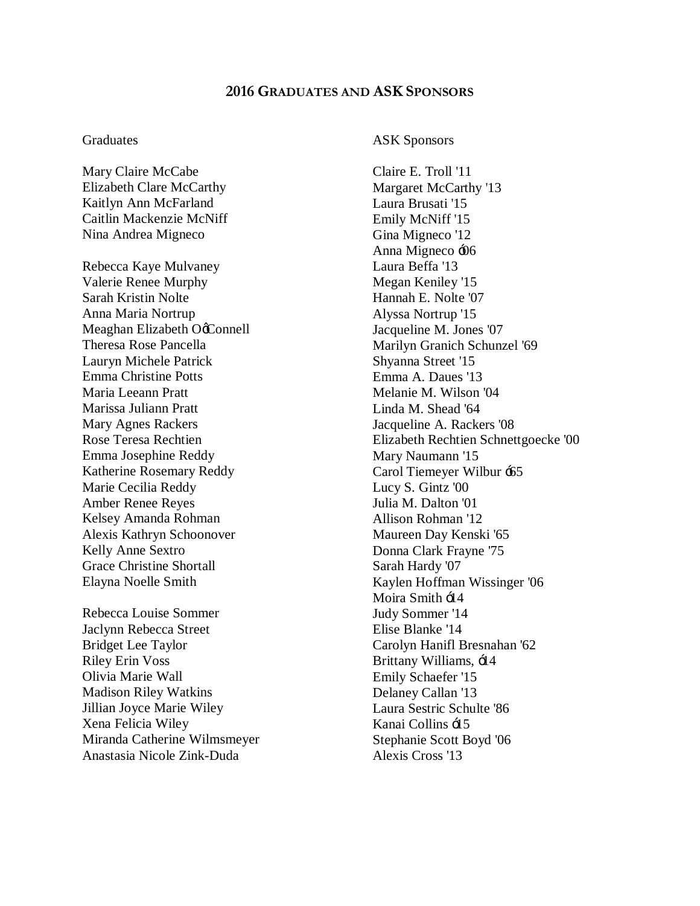## 2016 Graduates and ASK Sponsors

| Graduates | ASK Sponsors |
| --- | --- |
| Mary Claire McCabe | Claire E. Troll '11 |
| Elizabeth Clare McCarthy | Margaret McCarthy '13 |
| Kaitlyn Ann McFarland | Laura Brusati '15 |
| Caitlin Mackenzie McNiff | Emily McNiff '15 |
| Nina Andrea Migneco | Gina Migneco '12 |
| | Anna Migneco ’06 |
| Rebecca Kaye Mulvaney | Laura Beffa '13 |
| Valerie Renee Murphy | Megan Keniley '15 |
| Sarah Kristin Nolte | Hannah E. Nolte '07 |
| Anna Maria Nortrup | Alyssa Nortrup '15 |
| Meaghan Elizabeth O’Connell | Jacqueline M. Jones '07 |
| Theresa Rose Pancella | Marilyn Granich Schunzel '69 |
| Lauryn Michele Patrick | Shyanna Street '15 |
| Emma Christine Potts | Emma A. Daues '13 |
| Maria Leeann Pratt | Melanie M. Wilson '04 |
| Marissa Juliann Pratt | Linda M. Shead '64 |
| Mary Agnes Rackers | Jacqueline A. Rackers '08 |
| Rose Teresa Rechtien | Elizabeth Rechtien Schnettgoecke '00 |
| Emma Josephine Reddy | Mary Naumann '15 |
| Katherine Rosemary Reddy | Carol Tiemeyer Wilbur ’65 |
| Marie Cecilia Reddy | Lucy S. Gintz '00 |
| Amber Renee Reyes | Julia M. Dalton '01 |
| Kelsey Amanda Rohman | Allison Rohman '12 |
| Alexis Kathryn Schoonover | Maureen Day Kenski '65 |
| Kelly Anne Sextro | Donna Clark Frayne '75 |
| Grace Christine Shortall | Sarah Hardy '07 |
| Elayna Noelle Smith | Kaylen Hoffman Wissinger '06 |
| | Moira Smith ’14 |
| Rebecca Louise Sommer | Judy Sommer '14 |
| Jaclynn Rebecca Street | Elise Blanke '14 |
| Bridget Lee Taylor | Carolyn Hanifl Bresnahan '62 |
| Riley Erin Voss | Brittany Williams, ’14 |
| Olivia Marie Wall | Emily Schaefer '15 |
| Madison Riley Watkins | Delaney Callan '13 |
| Jillian Joyce Marie Wiley | Laura Sestric Schulte '86 |
| Xena Felicia Wiley | Kanai Collins ’15 |
| Miranda Catherine Wilmsmeyer | Stephanie Scott Boyd '06 |
| Anastasia Nicole Zink-Duda | Alexis Cross '13 |